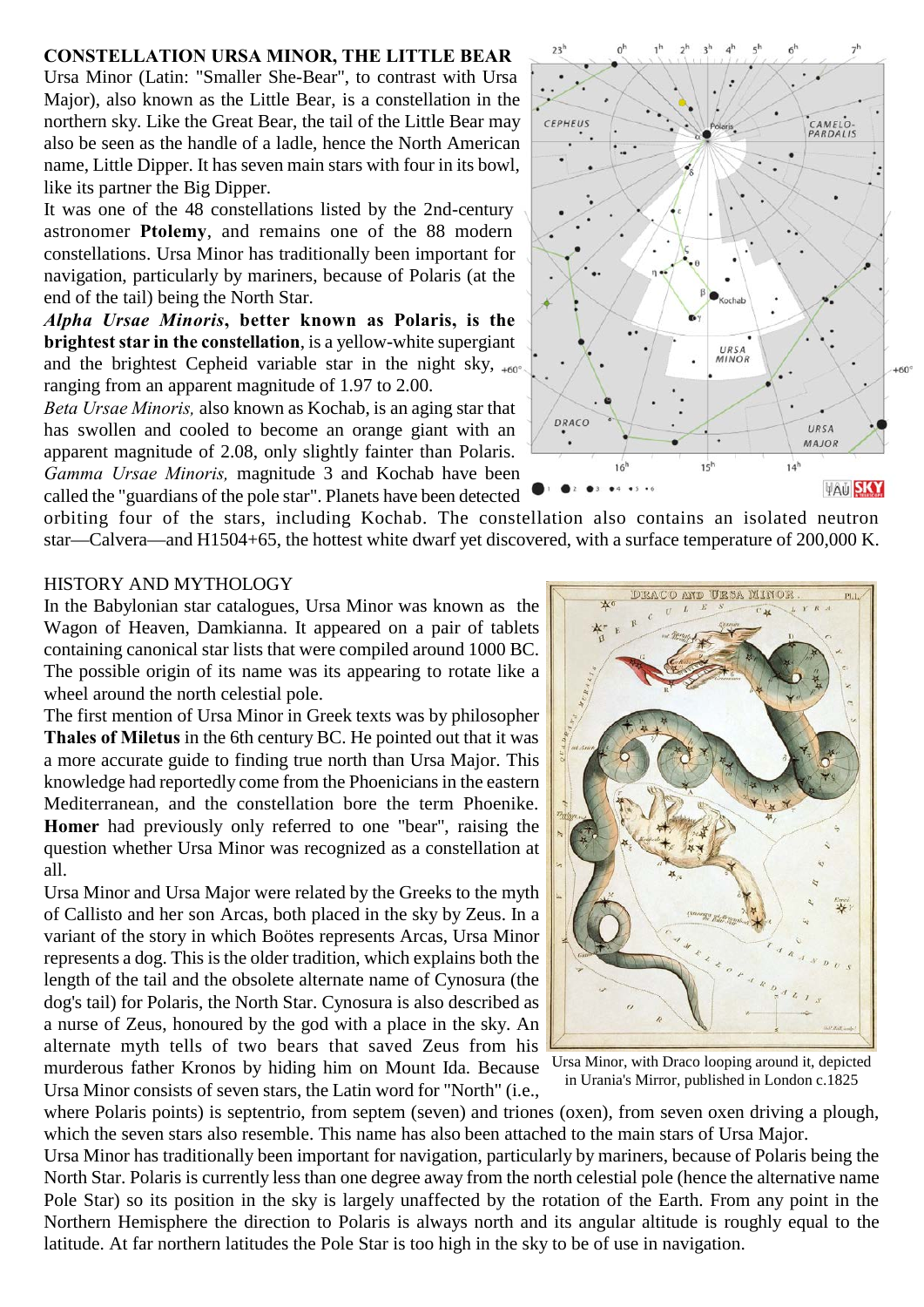## CONSTELLATION URSA MINOR, THE LITTLE BEAR

Ursa Minor (Latin: "Smaller She-Bear", to contrast with Ursa Major), also known as the Little Bear, is a constellation in the northern sky. Like the Great Bear, the tail of the Little Bear may also be seen as the handle of a ladle, hence the North American name, Little Dipper. It has seven main stars with four in its bowl, like its partner the Big Dipper.

It was one of the 48 constellations listed by the 2nd-century astronomer **Ptolemy**, and remains one of the 88 modern constellations. Ursa Minor has traditionally been important for navigation, particularly by mariners, because of Polaris (at the end of the tail) being the North Star.

***Alpha Ursae Minoris*, better known as Polaris, is the brightest star in the constellation**, is a yellow-white supergiant and the brightest Cepheid variable star in the night sky, ranging from an apparent magnitude of 1.97 to 2.00.

*Beta Ursae Minoris,* also known as Kochab, is an aging star that has swollen and cooled to become an orange giant with an apparent magnitude of 2.08, only slightly fainter than Polaris. *Gamma Ursae Minoris,* magnitude 3 and Kochab have been called the "guardians of the pole star". Planets have been detected orbiting four of the stars, including Kochab. The constellation also contains an isolated neutron star—Calvera—and H1504+65, the hottest white dwarf yet discovered, with a surface temperature of 200,000 K.

## HISTORY AND MYTHOLOGY

In the Babylonian star catalogues, Ursa Minor was known as the Wagon of Heaven, Damkianna. It appeared on a pair of tablets containing canonical star lists that were compiled around 1000 BC. The possible origin of its name was its appearing to rotate like a wheel around the north celestial pole.

The first mention of Ursa Minor in Greek texts was by philosopher **Thales of Miletus** in the 6th century BC. He pointed out that it was a more accurate guide to finding true north than Ursa Major. This knowledge had reportedly come from the Phoenicians in the eastern Mediterranean, and the constellation bore the term Phoenike. **Homer** had previously only referred to one "bear", raising the question whether Ursa Minor was recognized as a constellation at all.

Ursa Minor and Ursa Major were related by the Greeks to the myth of Callisto and her son Arcas, both placed in the sky by Zeus. In a variant of the story in which Boötes represents Arcas, Ursa Minor represents a dog. This is the older tradition, which explains both the length of the tail and the obsolete alternate name of Cynosura (the dog's tail) for Polaris, the North Star. Cynosura is also described as a nurse of Zeus, honoured by the god with a place in the sky. An alternate myth tells of two bears that saved Zeus from his murderous father Kronos by hiding him on Mount Ida. Because Ursa Minor consists of seven stars, the Latin word for "North" (i.e., where Polaris points) is septentrio, from septem (seven) and triones (oxen), from seven oxen driving a plough, which the seven stars also resemble. This name has also been attached to the main stars of Ursa Major.

Ursa Minor, with Draco looping around it, depicted in Urania's Mirror, published in London c.1825

Ursa Minor has traditionally been important for navigation, particularly by mariners, because of Polaris being the North Star. Polaris is currently less than one degree away from the north celestial pole (hence the alternative name Pole Star) so its position in the sky is largely unaffected by the rotation of the Earth. From any point in the Northern Hemisphere the direction to Polaris is always north and its angular altitude is roughly equal to the latitude. At far northern latitudes the Pole Star is too high in the sky to be of use in navigation.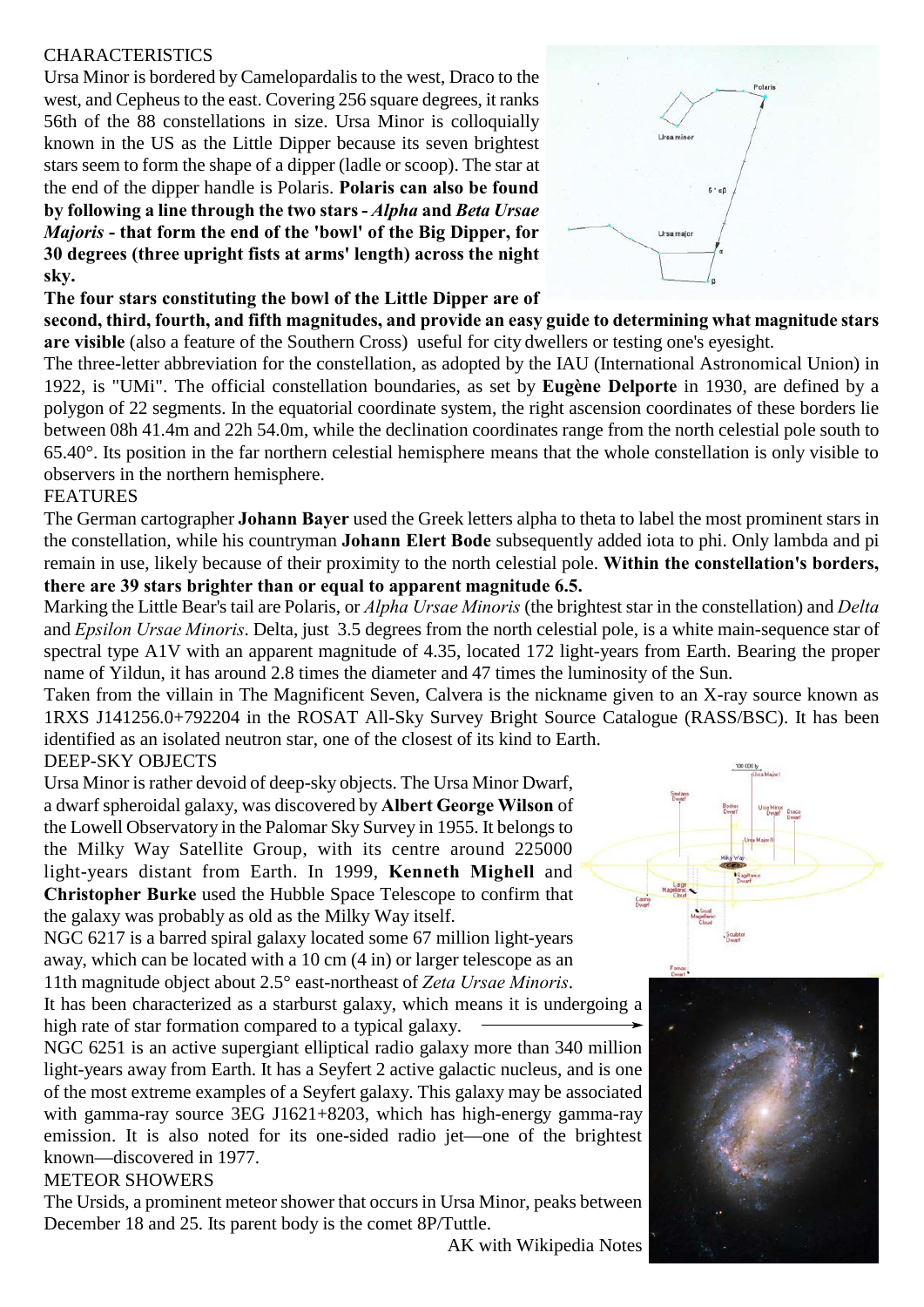CHARACTERISTICS

Ursa Minor is bordered by Camelopardalis to the west, Draco to the west, and Cepheus to the east. Covering 256 square degrees, it ranks 56th of the 88 constellations in size. Ursa Minor is colloquially known in the US as the Little Dipper because its seven brightest stars seem to form the shape of a dipper (ladle or scoop). The star at the end of the dipper handle is Polaris. **Polaris can also be found by following a line through the two stars -** ***Alpha*** **and** ***Beta Ursae Majoris*** **- that form the end of the 'bowl' of the Big Dipper, for 30 degrees (three upright fists at arms' length) across the night sky.**

**The four stars constituting the bowl of the Little Dipper are of second, third, fourth, and fifth magnitudes, and provide an easy guide to determining what magnitude stars are visible** (also a feature of the Southern Cross) useful for city dwellers or testing one's eyesight.

The three-letter abbreviation for the constellation, as adopted by the IAU (International Astronomical Union) in 1922, is "UMi". The official constellation boundaries, as set by **Eugène Delporte** in 1930, are defined by a polygon of 22 segments. In the equatorial coordinate system, the right ascension coordinates of these borders lie between 08h 41.4m and 22h 54.0m, while the declination coordinates range from the north celestial pole south to 65.40°. Its position in the far northern celestial hemisphere means that the whole constellation is only visible to observers in the northern hemisphere.

FEATURES

The German cartographer **Johann Bayer** used the Greek letters alpha to theta to label the most prominent stars in the constellation, while his countryman **Johann Elert Bode** subsequently added iota to phi. Only lambda and pi remain in use, likely because of their proximity to the north celestial pole. **Within the constellation's borders, there are 39 stars brighter than or equal to apparent magnitude 6.5.**

Marking the Little Bear's tail are Polaris, or *Alpha Ursae Minoris* (the brightest star in the constellation) and *Delta* and *Epsilon Ursae Minoris*. Delta, just 3.5 degrees from the north celestial pole, is a white main-sequence star of spectral type A1V with an apparent magnitude of 4.35, located 172 light-years from Earth. Bearing the proper name of Yildun, it has around 2.8 times the diameter and 47 times the luminosity of the Sun.

Taken from the villain in The Magnificent Seven, Calvera is the nickname given to an X-ray source known as 1RXS J141256.0+792204 in the ROSAT All-Sky Survey Bright Source Catalogue (RASS/BSC). It has been identified as an isolated neutron star, one of the closest of its kind to Earth.

DEEP-SKY OBJECTS

Ursa Minor is rather devoid of deep-sky objects. The Ursa Minor Dwarf, a dwarf spheroidal galaxy, was discovered by **Albert George Wilson** of the Lowell Observatory in the Palomar Sky Survey in 1955. It belongs to the Milky Way Satellite Group, with its centre around 225000 light-years distant from Earth. In 1999, **Kenneth Mighell** and **Christopher Burke** used the Hubble Space Telescope to confirm that the galaxy was probably as old as the Milky Way itself.

NGC 6217 is a barred spiral galaxy located some 67 million light-years away, which can be located with a 10 cm (4 in) or larger telescope as an 11th magnitude object about 2.5° east-northeast of *Zeta Ursae Minoris*. It has been characterized as a starburst galaxy, which means it is undergoing a high rate of star formation compared to a typical galaxy.

NGC 6251 is an active supergiant elliptical radio galaxy more than 340 million light-years away from Earth. It has a Seyfert 2 active galactic nucleus, and is one of the most extreme examples of a Seyfert galaxy. This galaxy may be associated with gamma-ray source 3EG J1621+8203, which has high-energy gamma-ray emission. It is also noted for its one-sided radio jet—one of the brightest known—discovered in 1977.

METEOR SHOWERS

The Ursids, a prominent meteor shower that occurs in Ursa Minor, peaks between December 18 and 25. Its parent body is the comet 8P/Tuttle.

AK with Wikipedia Notes